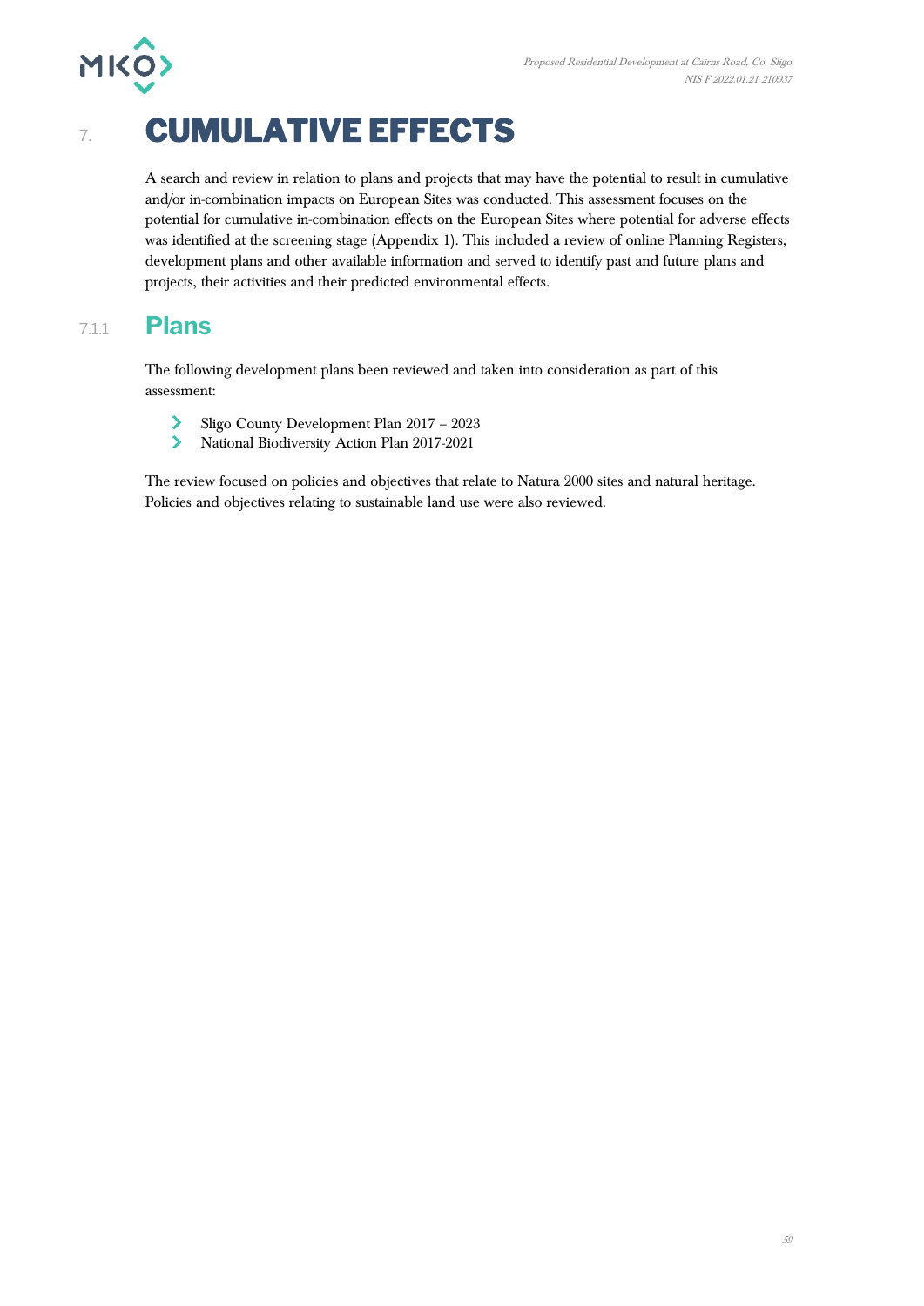# 7. CUMULATIVE EFFECTS

A search and review in relation to plans and projects that may have the potential to result in cumulative and/or in-combination impacts on European Sites was conducted. This assessment focuses on the potential for cumulative in-combination effects on the European Sites where potential for adverse effects was identified at the screening stage (Appendix 1). This included a review of online Planning Registers, development plans and other available information and served to identify past and future plans and projects, their activities and their predicted environmental effects.

### 7.1.1 Plans

The following development plans been reviewed and taken into consideration as part of this assessment:

- Sligo County Development Plan 2017 – 2023
- National Biodiversity Action Plan 2017-2021

The review focused on policies and objectives that relate to Natura 2000 sites and natural heritage. Policies and objectives relating to sustainable land use were also reviewed.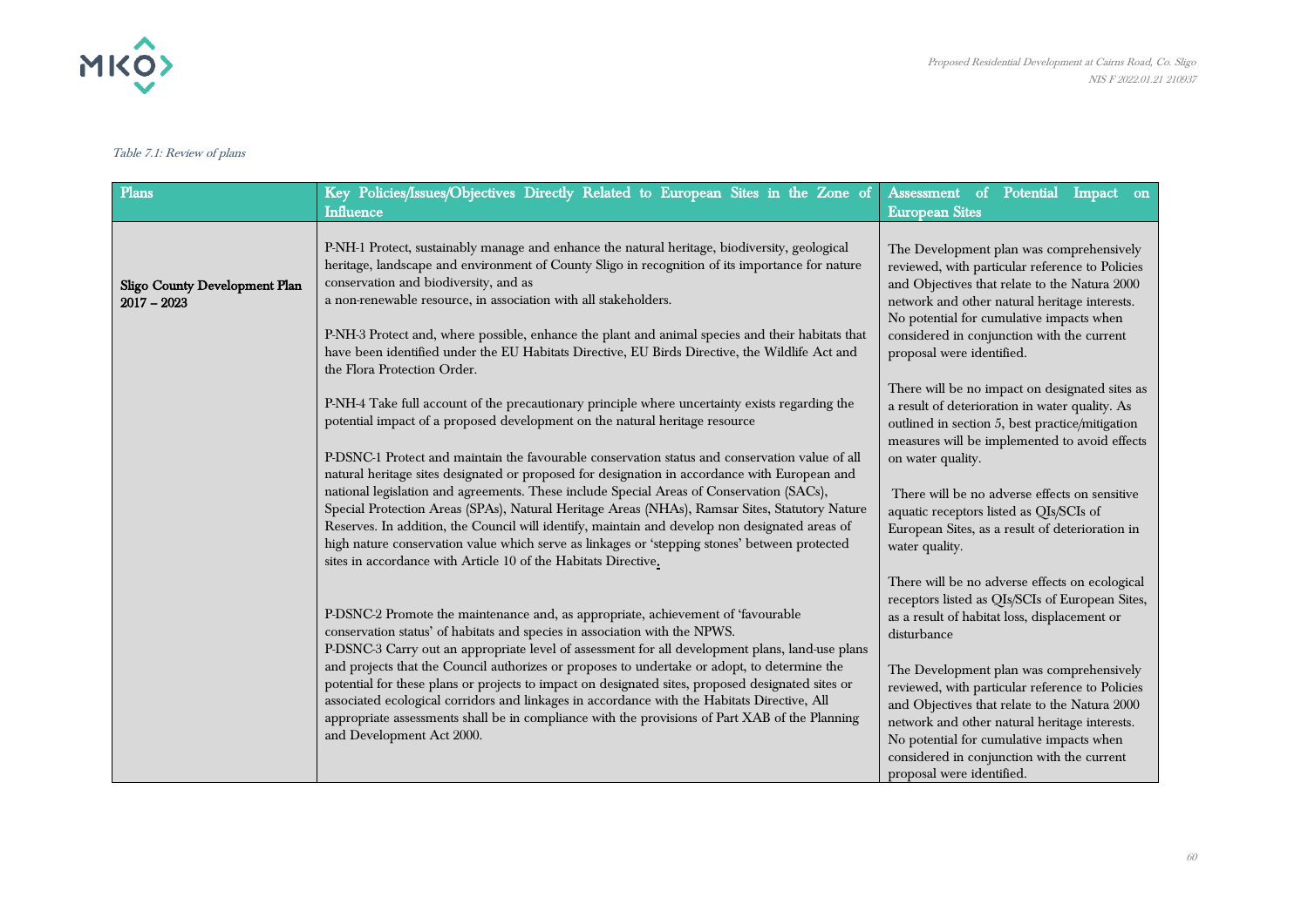*Table 7.1: Review of plans*

| Plans | Key Policies/Issues/Objectives Directly Related to European Sites in the Zone of Influence | Assessment of Potential Impact on European Sites |
|---|---|---|
| **Sligo County Development Plan 2017 – 2023** | P-NH-1 Protect, sustainably manage and enhance the natural heritage, biodiversity, geological heritage, landscape and environment of County Sligo in recognition of its importance for nature conservation and biodiversity, and as a non-renewable resource, in association with all stakeholders.<br><br>P-NH-3 Protect and, where possible, enhance the plant and animal species and their habitats that have been identified under the EU Habitats Directive, EU Birds Directive, the Wildlife Act and the Flora Protection Order.<br><br>P-NH-4 Take full account of the precautionary principle where uncertainty exists regarding the potential impact of a proposed development on the natural heritage resource<br><br>P-DSNC-1 Protect and maintain the favourable conservation status and conservation value of all natural heritage sites designated or proposed for designation in accordance with European and national legislation and agreements. These include Special Areas of Conservation (SACs), Special Protection Areas (SPAs), Natural Heritage Areas (NHAs), Ramsar Sites, Statutory Nature Reserves. In addition, the Council will identify, maintain and develop non designated areas of high nature conservation value which serve as linkages or 'stepping stones' between protected sites in accordance with Article 10 of the Habitats Directive.<br><br>P-DSNC-2 Promote the maintenance and, as appropriate, achievement of 'favourable conservation status' of habitats and species in association with the NPWS.<br>P-DSNC-3 Carry out an appropriate level of assessment for all development plans, land-use plans and projects that the Council authorizes or proposes to undertake or adopt, to determine the potential for these plans or projects to impact on designated sites, proposed designated sites or associated ecological corridors and linkages in accordance with the Habitats Directive, All appropriate assessments shall be in compliance with the provisions of Part XAB of the Planning and Development Act 2000. | The Development plan was comprehensively reviewed, with particular reference to Policies and Objectives that relate to the Natura 2000 network and other natural heritage interests. No potential for cumulative impacts when considered in conjunction with the current proposal were identified.<br><br>There will be no impact on designated sites as a result of deterioration in water quality. As outlined in section 5, best practice/mitigation measures will be implemented to avoid effects on water quality.<br><br>There will be no adverse effects on sensitive aquatic receptors listed as QIs/SCIs of European Sites, as a result of deterioration in water quality.<br><br>There will be no adverse effects on ecological receptors listed as QIs/SCIs of European Sites, as a result of habitat loss, displacement or disturbance<br><br>The Development plan was comprehensively reviewed, with particular reference to Policies and Objectives that relate to the Natura 2000 network and other natural heritage interests. No potential for cumulative impacts when considered in conjunction with the current proposal were identified. |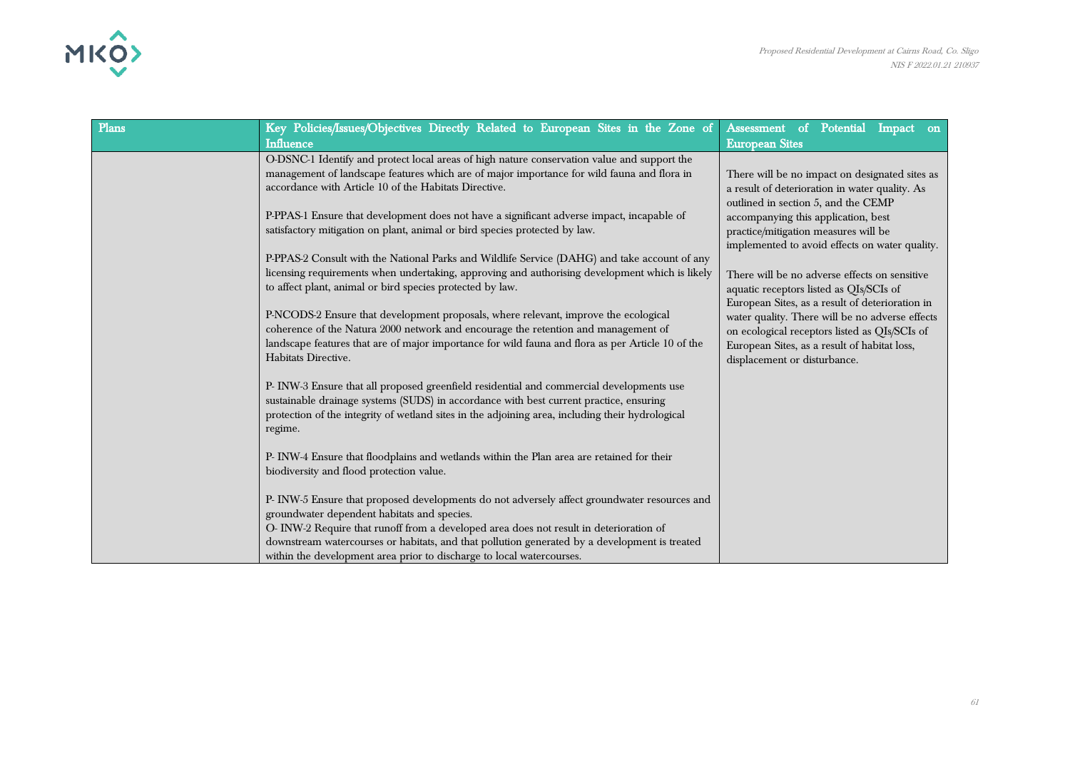| Plans | Key Policies/Issues/Objectives Directly Related to European Sites in the Zone of Influence | Assessment of Potential Impact on European Sites |
|---|---|---|
| | O-DSNC-1 Identify and protect local areas of high nature conservation value and support the management of landscape features which are of major importance for wild fauna and flora in accordance with Article 10 of the Habitats Directive.<br><br>P-PPAS-1 Ensure that development does not have a significant adverse impact, incapable of satisfactory mitigation on plant, animal or bird species protected by law.<br><br>P-PPAS-2 Consult with the National Parks and Wildlife Service (DAHG) and take account of any licensing requirements when undertaking, approving and authorising development which is likely to affect plant, animal or bird species protected by law.<br><br>P-NCODS-2 Ensure that development proposals, where relevant, improve the ecological coherence of the Natura 2000 network and encourage the retention and management of landscape features that are of major importance for wild fauna and flora as per Article 10 of the Habitats Directive.<br><br>P- INW-3 Ensure that all proposed greenfield residential and commercial developments use sustainable drainage systems (SUDS) in accordance with best current practice, ensuring protection of the integrity of wetland sites in the adjoining area, including their hydrological regime.<br><br>P- INW-4 Ensure that floodplains and wetlands within the Plan area are retained for their biodiversity and flood protection value.<br><br>P- INW-5 Ensure that proposed developments do not adversely affect groundwater resources and groundwater dependent habitats and species.<br>O- INW-2 Require that runoff from a developed area does not result in deterioration of downstream watercourses or habitats, and that pollution generated by a development is treated within the development area prior to discharge to local watercourses. | There will be no impact on designated sites as a result of deterioration in water quality. As outlined in section 5, and the CEMP accompanying this application, best practice/mitigation measures will be implemented to avoid effects on water quality.<br><br>There will be no adverse effects on sensitive aquatic receptors listed as QIs/SCIs of European Sites, as a result of deterioration in water quality. There will be no adverse effects on ecological receptors listed as QIs/SCIs of European Sites, as a result of habitat loss, displacement or disturbance. |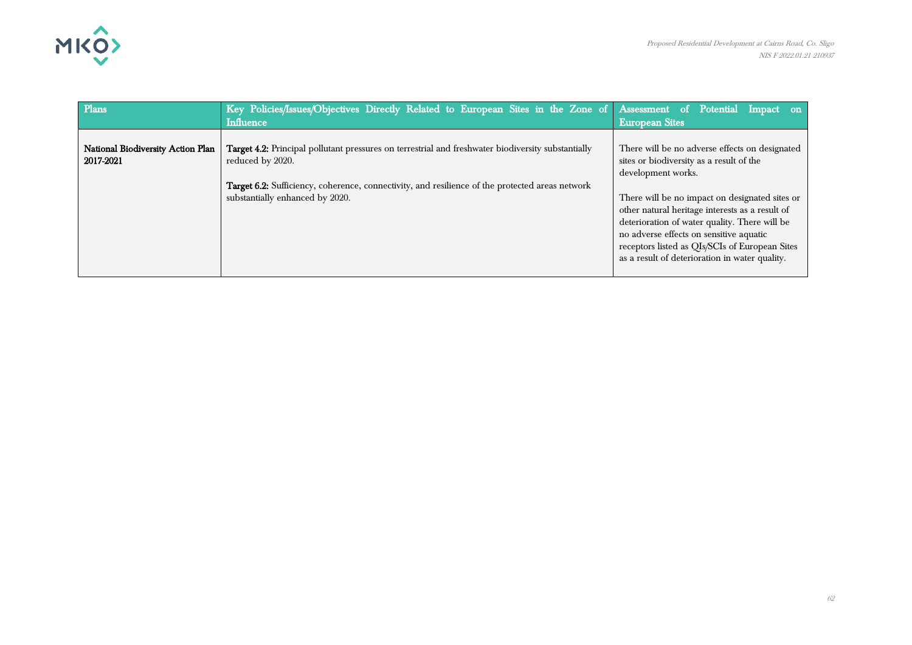| Plans | Key Policies/Issues/Objectives Directly Related to European Sites in the Zone of Influence | Assessment of Potential Impact on European Sites |
|---|---|---|
| **National Biodiversity Action Plan 2017-2021** | **Target 4.2:** Principal pollutant pressures on terrestrial and freshwater biodiversity substantially reduced by 2020.<br><br>**Target 6.2:** Sufficiency, coherence, connectivity, and resilience of the protected areas network substantially enhanced by 2020. | There will be no adverse effects on designated sites or biodiversity as a result of the development works.<br><br>There will be no impact on designated sites or other natural heritage interests as a result of deterioration of water quality. There will be no adverse effects on sensitive aquatic receptors listed as QIs/SCIs of European Sites as a result of deterioration in water quality. |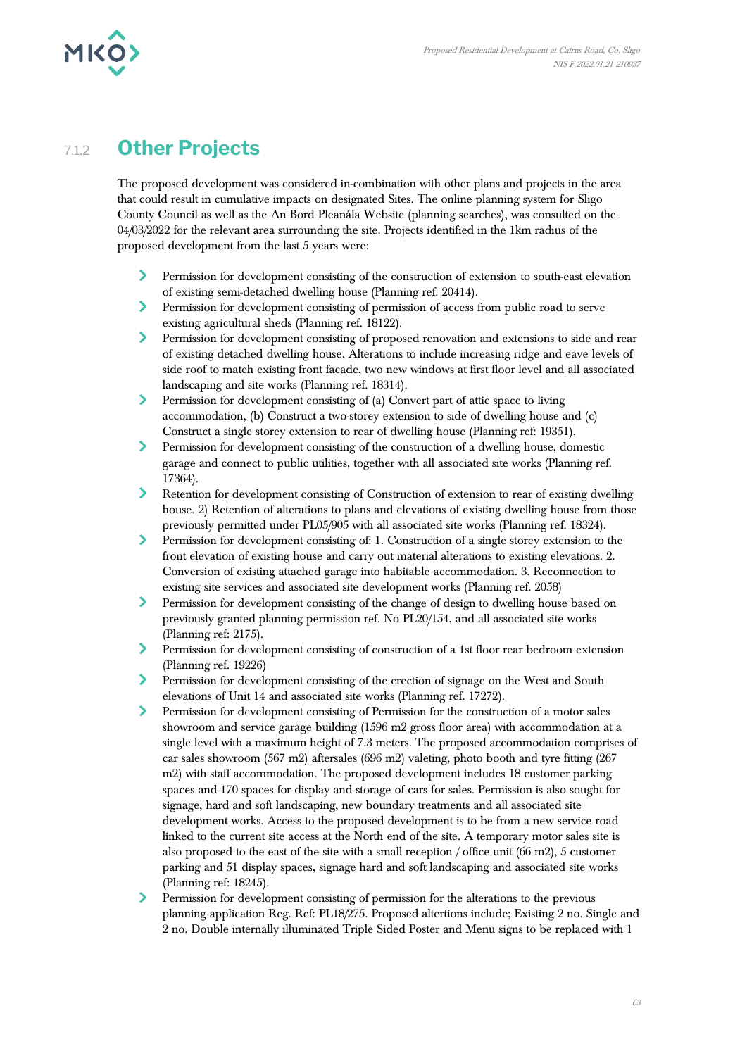### 7.1.2 Other Projects

The proposed development was considered in-combination with other plans and projects in the area that could result in cumulative impacts on designated Sites. The online planning system for Sligo County Council as well as the An Bord Pleanála Website (planning searches), was consulted on the 04/03/2022 for the relevant area surrounding the site. Projects identified in the 1km radius of the proposed development from the last 5 years were:

- Permission for development consisting of the construction of extension to south-east elevation of existing semi-detached dwelling house (Planning ref. 20414).
- Permission for development consisting of permission of access from public road to serve existing agricultural sheds (Planning ref. 18122).
- Permission for development consisting of proposed renovation and extensions to side and rear of existing detached dwelling house. Alterations to include increasing ridge and eave levels of side roof to match existing front facade, two new windows at first floor level and all associated landscaping and site works (Planning ref. 18314).
- Permission for development consisting of (a) Convert part of attic space to living accommodation, (b) Construct a two-storey extension to side of dwelling house and (c) Construct a single storey extension to rear of dwelling house (Planning ref: 19351).
- Permission for development consisting of the construction of a dwelling house, domestic garage and connect to public utilities, together with all associated site works (Planning ref. 17364).
- Retention for development consisting of Construction of extension to rear of existing dwelling house. 2) Retention of alterations to plans and elevations of existing dwelling house from those previously permitted under PL05/905 with all associated site works (Planning ref. 18324).
- Permission for development consisting of: 1. Construction of a single storey extension to the front elevation of existing house and carry out material alterations to existing elevations. 2. Conversion of existing attached garage into habitable accommodation. 3. Reconnection to existing site services and associated site development works (Planning ref. 2058)
- Permission for development consisting of the change of design to dwelling house based on previously granted planning permission ref. No PL20/154, and all associated site works (Planning ref: 2175).
- Permission for development consisting of construction of a 1st floor rear bedroom extension (Planning ref. 19226)
- Permission for development consisting of the erection of signage on the West and South elevations of Unit 14 and associated site works (Planning ref. 17272).
- Permission for development consisting of Permission for the construction of a motor sales showroom and service garage building (1596 m2 gross floor area) with accommodation at a single level with a maximum height of 7.3 meters. The proposed accommodation comprises of car sales showroom (567 m2) aftersales (696 m2) valeting, photo booth and tyre fitting (267 m2) with staff accommodation. The proposed development includes 18 customer parking spaces and 170 spaces for display and storage of cars for sales. Permission is also sought for signage, hard and soft landscaping, new boundary treatments and all associated site development works. Access to the proposed development is to be from a new service road linked to the current site access at the North end of the site. A temporary motor sales site is also proposed to the east of the site with a small reception / office unit (66 m2), 5 customer parking and 51 display spaces, signage hard and soft landscaping and associated site works (Planning ref: 18245).
- Permission for development consisting of permission for the alterations to the previous planning application Reg. Ref: PL18/275. Proposed altertions include; Existing 2 no. Single and 2 no. Double internally illuminated Triple Sided Poster and Menu signs to be replaced with 1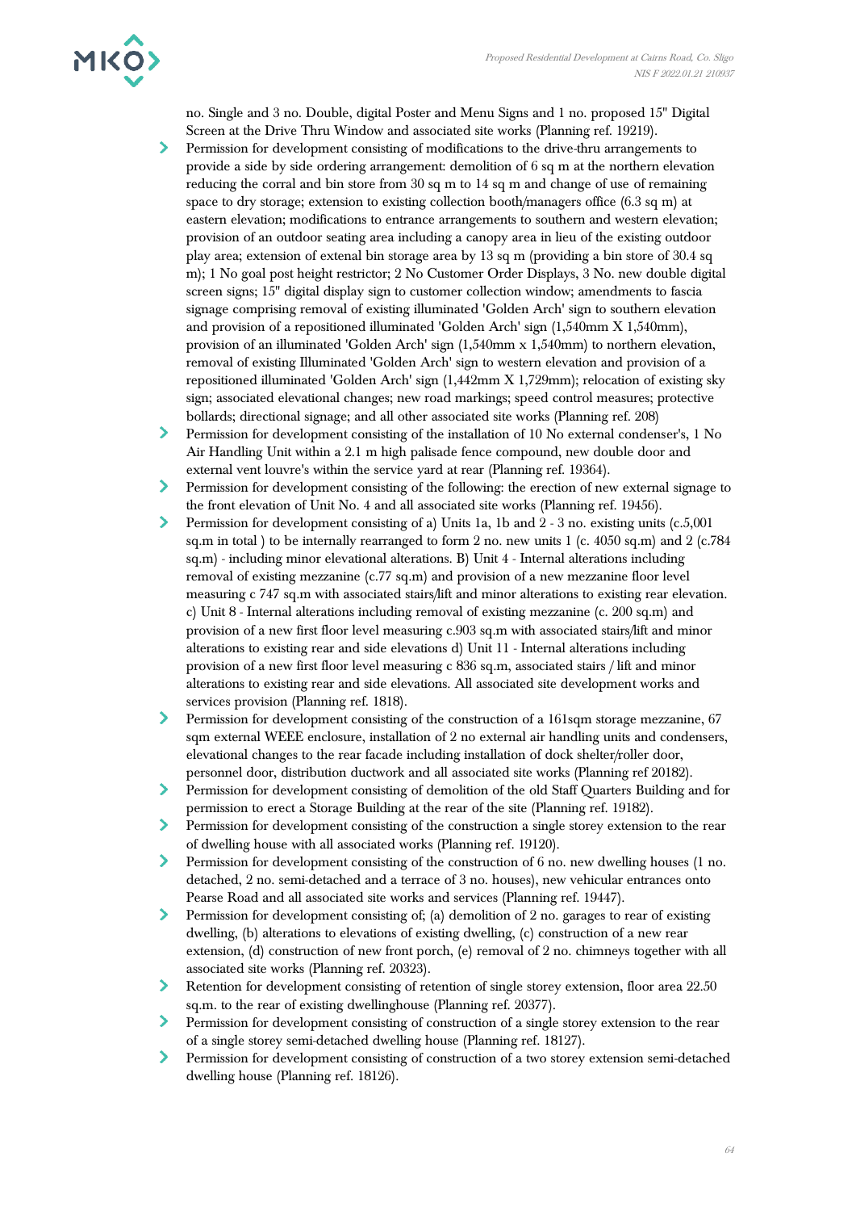no. Single and 3 no. Double, digital Poster and Menu Signs and 1 no. proposed 15" Digital Screen at the Drive Thru Window and associated site works (Planning ref. 19219).

- Permission for development consisting of modifications to the drive-thru arrangements to provide a side by side ordering arrangement: demolition of 6 sq m at the northern elevation reducing the corral and bin store from 30 sq m to 14 sq m and change of use of remaining space to dry storage; extension to existing collection booth/managers office (6.3 sq m) at eastern elevation; modifications to entrance arrangements to southern and western elevation; provision of an outdoor seating area including a canopy area in lieu of the existing outdoor play area; extension of extenal bin storage area by 13 sq m (providing a bin store of 30.4 sq m); 1 No goal post height restrictor; 2 No Customer Order Displays, 3 No. new double digital screen signs; 15" digital display sign to customer collection window; amendments to fascia signage comprising removal of existing illuminated 'Golden Arch' sign to southern elevation and provision of a repositioned illuminated 'Golden Arch' sign (1,540mm X 1,540mm), provision of an illuminated 'Golden Arch' sign (1,540mm x 1,540mm) to northern elevation, removal of existing Illuminated 'Golden Arch' sign to western elevation and provision of a repositioned illuminated 'Golden Arch' sign (1,442mm X 1,729mm); relocation of existing sky sign; associated elevational changes; new road markings; speed control measures; protective bollards; directional signage; and all other associated site works (Planning ref. 208)
- Permission for development consisting of the installation of 10 No external condenser's, 1 No Air Handling Unit within a 2.1 m high palisade fence compound, new double door and external vent louvre's within the service yard at rear (Planning ref. 19364).
- Permission for development consisting of the following: the erection of new external signage to the front elevation of Unit No. 4 and all associated site works (Planning ref. 19456).
- Permission for development consisting of a) Units 1a, 1b and 2 - 3 no. existing units (c.5,001 sq.m in total ) to be internally rearranged to form 2 no. new units 1 (c. 4050 sq.m) and 2 (c.784 sq.m) - including minor elevational alterations. B) Unit 4 - Internal alterations including removal of existing mezzanine (c.77 sq.m) and provision of a new mezzanine floor level measuring c 747 sq.m with associated stairs/lift and minor alterations to existing rear elevation. c) Unit 8 - Internal alterations including removal of existing mezzanine (c. 200 sq.m) and provision of a new first floor level measuring c.903 sq.m with associated stairs/lift and minor alterations to existing rear and side elevations d) Unit 11 - Internal alterations including provision of a new first floor level measuring c 836 sq.m, associated stairs / lift and minor alterations to existing rear and side elevations. All associated site development works and services provision (Planning ref. 1818).
- Permission for development consisting of the construction of a 161sqm storage mezzanine, 67 sqm external WEEE enclosure, installation of 2 no external air handling units and condensers, elevational changes to the rear facade including installation of dock shelter/roller door, personnel door, distribution ductwork and all associated site works (Planning ref 20182).
- Permission for development consisting of demolition of the old Staff Quarters Building and for permission to erect a Storage Building at the rear of the site (Planning ref. 19182).
- Permission for development consisting of the construction a single storey extension to the rear of dwelling house with all associated works (Planning ref. 19120).
- Permission for development consisting of the construction of 6 no. new dwelling houses (1 no. detached, 2 no. semi-detached and a terrace of 3 no. houses), new vehicular entrances onto Pearse Road and all associated site works and services (Planning ref. 19447).
- Permission for development consisting of; (a) demolition of 2 no. garages to rear of existing dwelling, (b) alterations to elevations of existing dwelling, (c) construction of a new rear extension, (d) construction of new front porch, (e) removal of 2 no. chimneys together with all associated site works (Planning ref. 20323).
- Retention for development consisting of retention of single storey extension, floor area 22.50 sq.m. to the rear of existing dwellinghouse (Planning ref. 20377).
- Permission for development consisting of construction of a single storey extension to the rear of a single storey semi-detached dwelling house (Planning ref. 18127).
- Permission for development consisting of construction of a two storey extension semi-detached dwelling house (Planning ref. 18126).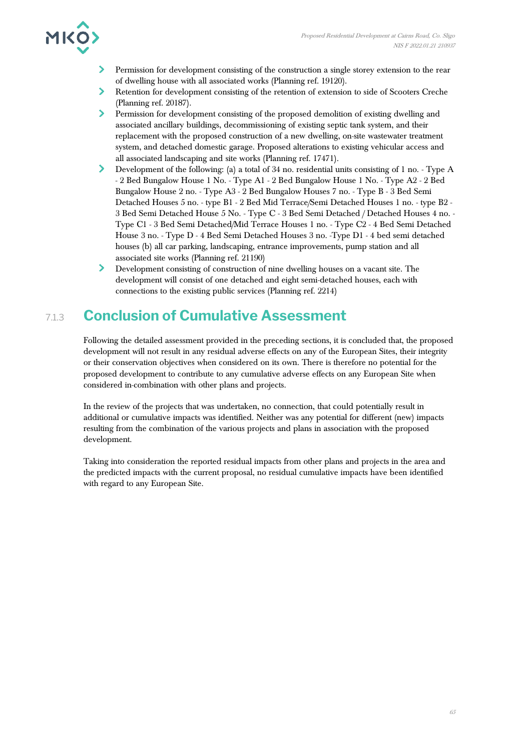- Permission for development consisting of the construction a single storey extension to the rear of dwelling house with all associated works (Planning ref. 19120).
- Retention for development consisting of the retention of extension to side of Scooters Creche (Planning ref. 20187).
- Permission for development consisting of the proposed demolition of existing dwelling and associated ancillary buildings, decommissioning of existing septic tank system, and their replacement with the proposed construction of a new dwelling, on-site wastewater treatment system, and detached domestic garage. Proposed alterations to existing vehicular access and all associated landscaping and site works (Planning ref. 17471).
- Development of the following: (a) a total of 34 no. residential units consisting of 1 no. - Type A - 2 Bed Bungalow House 1 No. - Type A1 - 2 Bed Bungalow House 1 No. - Type A2 - 2 Bed Bungalow House 2 no. - Type A3 - 2 Bed Bungalow Houses 7 no. - Type B - 3 Bed Semi Detached Houses 5 no. - type B1 - 2 Bed Mid Terrace/Semi Detached Houses 1 no. - type B2 - 3 Bed Semi Detached House 5 No. - Type C - 3 Bed Semi Detached / Detached Houses 4 no. - Type C1 - 3 Bed Semi Detached/Mid Terrace Houses 1 no. - Type C2 - 4 Bed Semi Detached House 3 no. - Type D - 4 Bed Semi Detached Houses 3 no. -Type D1 - 4 bed semi detached houses (b) all car parking, landscaping, entrance improvements, pump station and all associated site works (Planning ref. 21190)
- Development consisting of construction of nine dwelling houses on a vacant site. The development will consist of one detached and eight semi-detached houses, each with connections to the existing public services (Planning ref. 2214)

### 7.1.3 Conclusion of Cumulative Assessment

Following the detailed assessment provided in the preceding sections, it is concluded that, the proposed development will not result in any residual adverse effects on any of the European Sites, their integrity or their conservation objectives when considered on its own. There is therefore no potential for the proposed development to contribute to any cumulative adverse effects on any European Site when considered in-combination with other plans and projects.

In the review of the projects that was undertaken, no connection, that could potentially result in additional or cumulative impacts was identified. Neither was any potential for different (new) impacts resulting from the combination of the various projects and plans in association with the proposed development.

Taking into consideration the reported residual impacts from other plans and projects in the area and the predicted impacts with the current proposal, no residual cumulative impacts have been identified with regard to any European Site.